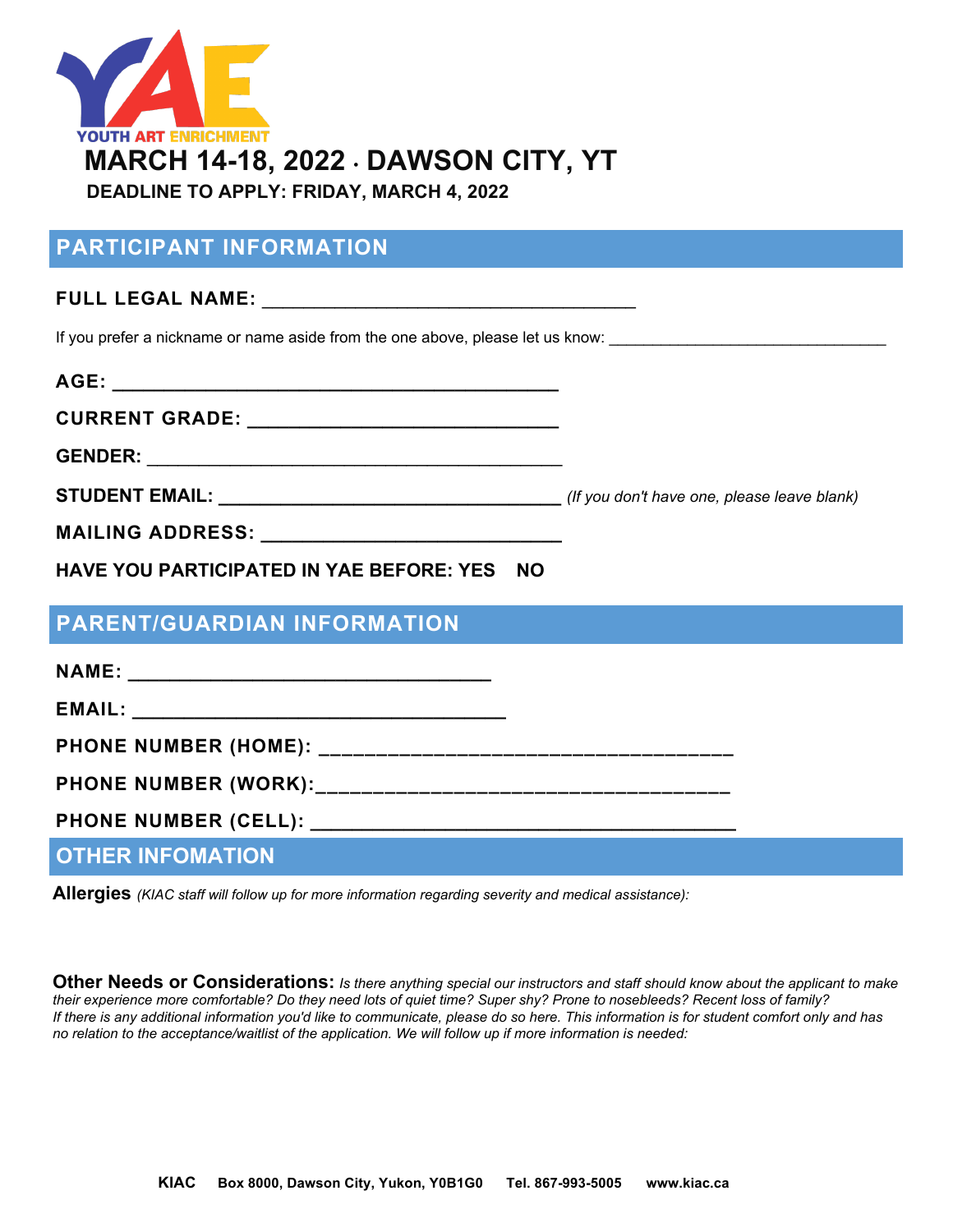YAE

YOUTH ART ENRICHMENT

# MARCH 14-18, 2022 · DAWSON CITY, YT

**DEADLINE TO APPLY: FRIDAY, MARCH 4, 2022**

## PARTICIPANT INFORMATION

**FULL LEGAL NAME:** ___________________________________

If you prefer a nickname or name aside from the one above, please let us know: ______________________________

**AGE:** __________________________________________

**CURRENT GRADE:** _____________________________

**GENDER:** ______________________________________

**STUDENT EMAIL:** ________________________________ *(If you don't have one, please leave blank)*

**MAILING ADDRESS:** ____________________________

**HAVE YOU PARTICIPATED IN YAE BEFORE: YES NO**

## PARENT/GUARDIAN INFORMATION

**NAME:** __________________________________

**EMAIL:** __________________________________

**PHONE NUMBER (HOME):** _______________________________________

**PHONE NUMBER (WORK):**_______________________________________

**PHONE NUMBER (CELL):** _______________________________________

## OTHER INFOMATION

**Allergies** *(KIAC staff will follow up for more information regarding severity and medical assistance):*

**Other Needs or Considerations:** *Is there anything special our instructors and staff should know about the applicant to make their experience more comfortable? Do they need lots of quiet time? Super shy? Prone to nosebleeds? Recent loss of family? If there is any additional information you'd like to communicate, please do so here. This information is for student comfort only and has no relation to the acceptance/waitlist of the application. We will follow up if more information is needed:*

**KIAC** **Box 8000, Dawson City, Yukon, Y0B1G0** **Tel. 867-993-5005** **www.kiac.ca**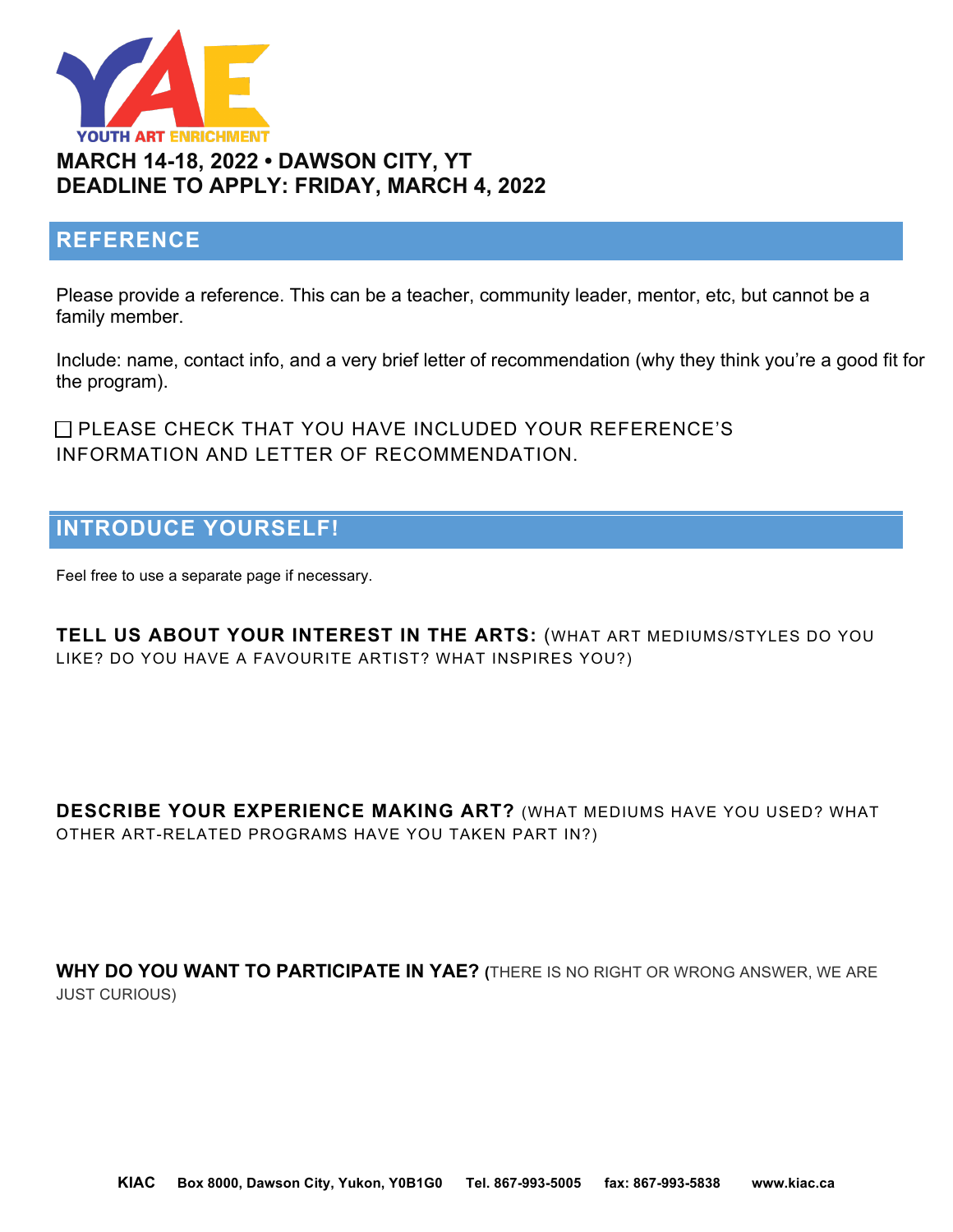YAE
YOUTH ART ENRICHMENT

**MARCH 14-18, 2022 • DAWSON CITY, YT**
**DEADLINE TO APPLY: FRIDAY, MARCH 4, 2022**

## REFERENCE

Please provide a reference. This can be a teacher, community leader, mentor, etc, but cannot be a family member.

Include: name, contact info, and a very brief letter of recommendation (why they think you're a good fit for the program).

☐ PLEASE CHECK THAT YOU HAVE INCLUDED YOUR REFERENCE'S INFORMATION AND LETTER OF RECOMMENDATION.

## INTRODUCE YOURSELF!

Feel free to use a separate page if necessary.

**TELL US ABOUT YOUR INTEREST IN THE ARTS:** (WHAT ART MEDIUMS/STYLES DO YOU LIKE? DO YOU HAVE A FAVOURITE ARTIST? WHAT INSPIRES YOU?)

**DESCRIBE YOUR EXPERIENCE MAKING ART?** (WHAT MEDIUMS HAVE YOU USED? WHAT OTHER ART-RELATED PROGRAMS HAVE YOU TAKEN PART IN?)

**WHY DO YOU WANT TO PARTICIPATE IN YAE?** (THERE IS NO RIGHT OR WRONG ANSWER, WE ARE JUST CURIOUS)

**KIAC** **Box 8000, Dawson City, Yukon, Y0B1G0** **Tel. 867-993-5005** **fax: 867-993-5838** **www.kiac.ca**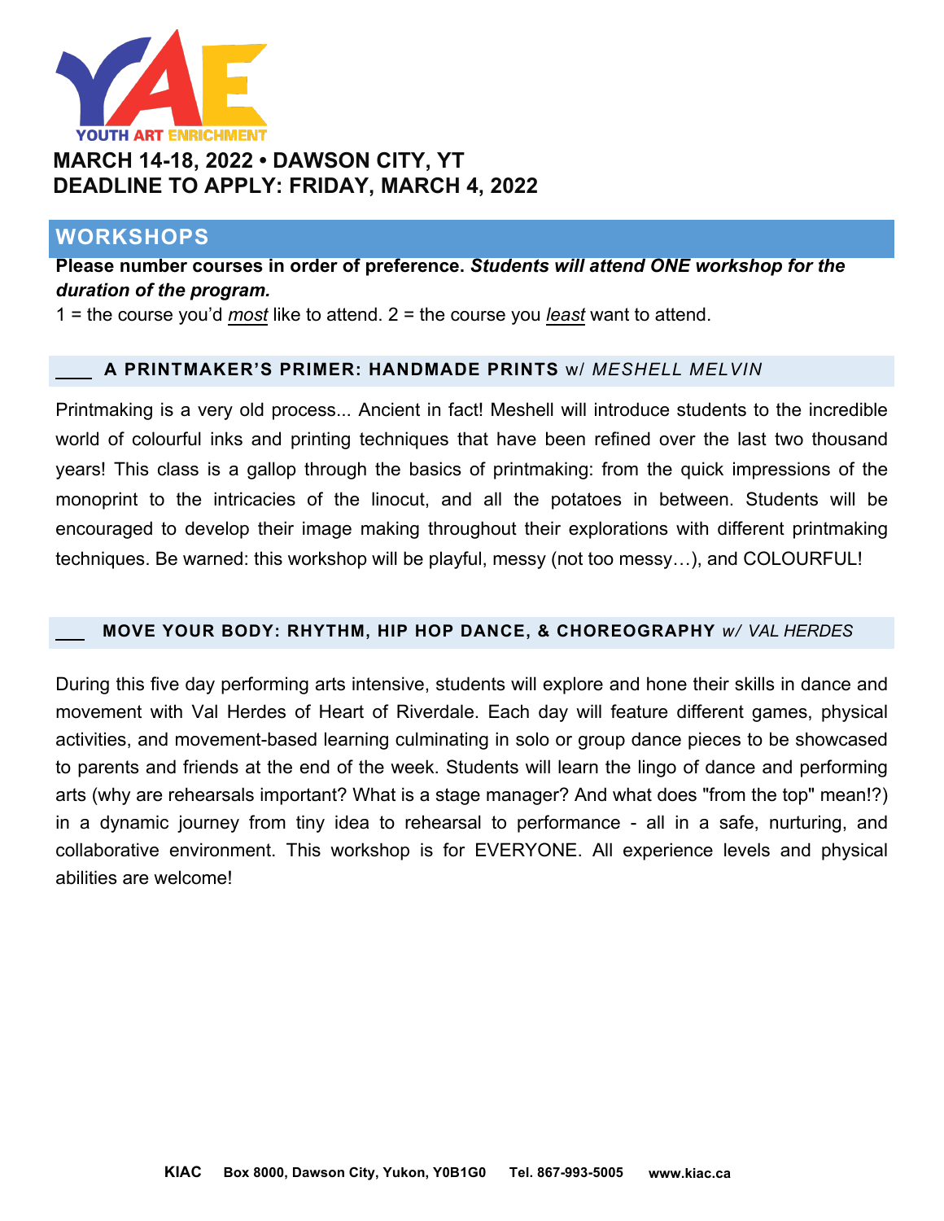YOUTH ART ENRICHMENT

**MARCH 14-18, 2022 • DAWSON CITY, YT**
**DEADLINE TO APPLY: FRIDAY, MARCH 4, 2022**

## WORKSHOPS

**Please number courses in order of preference.** ***Students will attend ONE workshop for the duration of the program.***

1 = the course you'd *most* like to attend. 2 = the course you *least* want to attend.

### ____ A PRINTMAKER'S PRIMER: HANDMADE PRINTS w/ *MESHELL MELVIN*

Printmaking is a very old process... Ancient in fact! Meshell will introduce students to the incredible world of colourful inks and printing techniques that have been refined over the last two thousand years! This class is a gallop through the basics of printmaking: from the quick impressions of the monoprint to the intricacies of the linocut, and all the potatoes in between. Students will be encouraged to develop their image making throughout their explorations with different printmaking techniques. Be warned: this workshop will be playful, messy (not too messy…), and COLOURFUL!

### ___ MOVE YOUR BODY: RHYTHM, HIP HOP DANCE, & CHOREOGRAPHY *w/ VAL HERDES*

During this five day performing arts intensive, students will explore and hone their skills in dance and movement with Val Herdes of Heart of Riverdale. Each day will feature different games, physical activities, and movement-based learning culminating in solo or group dance pieces to be showcased to parents and friends at the end of the week. Students will learn the lingo of dance and performing arts (why are rehearsals important? What is a stage manager? And what does "from the top" mean!?) in a dynamic journey from tiny idea to rehearsal to performance - all in a safe, nurturing, and collaborative environment. This workshop is for EVERYONE. All experience levels and physical abilities are welcome!

**KIAC** **Box 8000, Dawson City, Yukon, Y0B1G0** **Tel. 867-993-5005** **www.kiac.ca**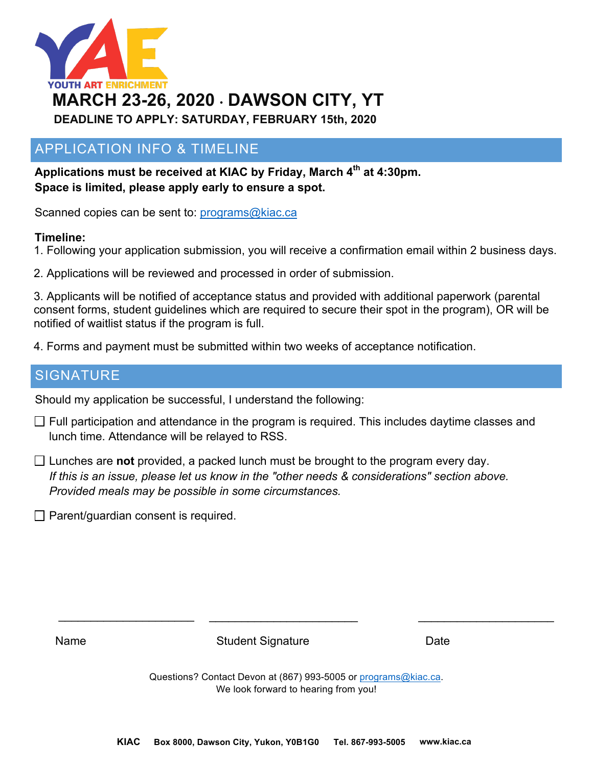YOUTH ART ENRICHMENT

# MARCH 23-26, 2020 · DAWSON CITY, YT

**DEADLINE TO APPLY: SATURDAY, FEBRUARY 15th, 2020**

## APPLICATION INFO & TIMELINE

**Applications must be received at KIAC by Friday, March 4th at 4:30pm.**
**Space is limited, please apply early to ensure a spot.**

Scanned copies can be sent to: programs@kiac.ca

**Timeline:**

1. Following your application submission, you will receive a confirmation email within 2 business days.
2. Applications will be reviewed and processed in order of submission.
3. Applicants will be notified of acceptance status and provided with additional paperwork (parental consent forms, student guidelines which are required to secure their spot in the program), OR will be notified of waitlist status if the program is full.
4. Forms and payment must be submitted within two weeks of acceptance notification.

## SIGNATURE

Should my application be successful, I understand the following:

- ☐ Full participation and attendance in the program is required. This includes daytime classes and lunch time. Attendance will be relayed to RSS.
- ☐ Lunches are **not** provided, a packed lunch must be brought to the program every day.
  *If this is an issue, please let us know in the "other needs & considerations" section above. Provided meals may be possible in some circumstances.*
- ☐ Parent/guardian consent is required.

\_\_\_\_\_\_\_\_\_\_\_\_\_\_\_\_\_\_\_\_\_\_ \_\_\_\_\_\_\_\_\_\_\_\_\_\_\_\_\_\_\_\_\_\_\_\_ \_\_\_\_\_\_\_\_\_\_\_\_\_\_\_\_\_\_\_\_\_\_

Name Student Signature Date

Questions? Contact Devon at (867) 993-5005 or programs@kiac.ca.
We look forward to hearing from you!

**KIAC Box 8000, Dawson City, Yukon, Y0B1G0 Tel. 867-993-5005 www.kiac.ca**